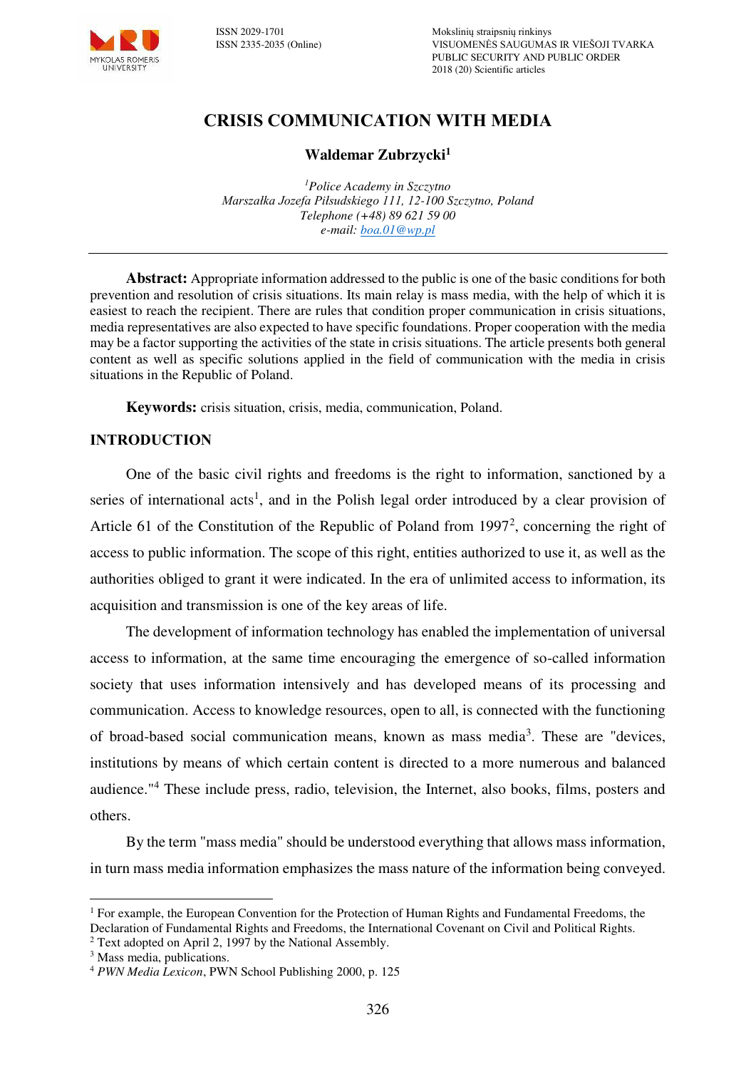ISSN 2029-1701
ISSN 2335-2035 (Online)

Mokslinių straipsnių rinkinys
VISUOMENĖS SAUGUMAS IR VIEŠOJI TVARKA
PUBLIC SECURITY AND PUBLIC ORDER
2018 (20) Scientific articles

# CRISIS COMMUNICATION WITH MEDIA

**Waldemar Zubrzycki[1]**

*[1]Police Academy in Szczytno*
*Marszałka Jozefa Piłsudskiego 111, 12-100 Szczytno, Poland*
*Telephone (+48) 89 621 59 00*
*e-mail: boa.01@wp.pl*

---

**Abstract:** Appropriate information addressed to the public is one of the basic conditions for both prevention and resolution of crisis situations. Its main relay is mass media, with the help of which it is easiest to reach the recipient. There are rules that condition proper communication in crisis situations, media representatives are also expected to have specific foundations. Proper cooperation with the media may be a factor supporting the activities of the state in crisis situations. The article presents both general content as well as specific solutions applied in the field of communication with the media in crisis situations in the Republic of Poland.

**Keywords:** crisis situation, crisis, media, communication, Poland.

## INTRODUCTION

One of the basic civil rights and freedoms is the right to information, sanctioned by a series of international acts[1], and in the Polish legal order introduced by a clear provision of Article 61 of the Constitution of the Republic of Poland from 1997[2], concerning the right of access to public information. The scope of this right, entities authorized to use it, as well as the authorities obliged to grant it were indicated. In the era of unlimited access to information, its acquisition and transmission is one of the key areas of life.

The development of information technology has enabled the implementation of universal access to information, at the same time encouraging the emergence of so-called information society that uses information intensively and has developed means of its processing and communication. Access to knowledge resources, open to all, is connected with the functioning of broad-based social communication means, known as mass media[3]. These are "devices, institutions by means of which certain content is directed to a more numerous and balanced audience."[4] These include press, radio, television, the Internet, also books, films, posters and others.

By the term "mass media" should be understood everything that allows mass information, in turn mass media information emphasizes the mass nature of the information being conveyed.

---

[1] For example, the European Convention for the Protection of Human Rights and Fundamental Freedoms, the Declaration of Fundamental Rights and Freedoms, the International Covenant on Civil and Political Rights.
[2] Text adopted on April 2, 1997 by the National Assembly.
[3] Mass media, publications.
[4] *PWN Media Lexicon*, PWN School Publishing 2000, p. 125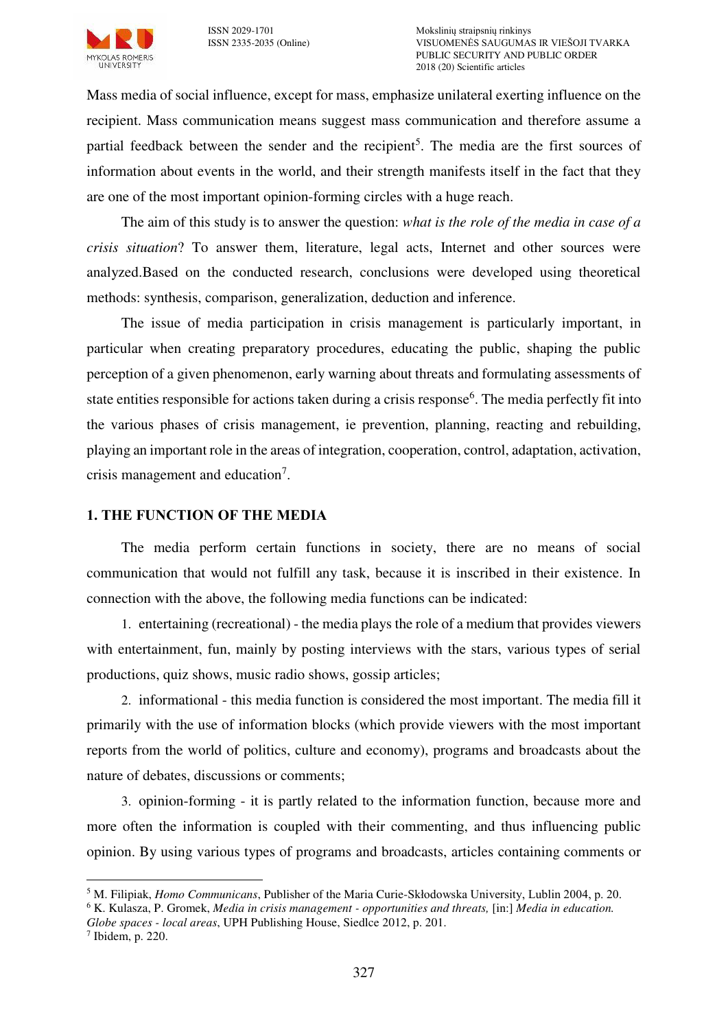Mass media of social influence, except for mass, emphasize unilateral exerting influence on the recipient. Mass communication means suggest mass communication and therefore assume a partial feedback between the sender and the recipient[5]. The media are the first sources of information about events in the world, and their strength manifests itself in the fact that they are one of the most important opinion-forming circles with a huge reach.

The aim of this study is to answer the question: *what is the role of the media in case of a crisis situation*? To answer them, literature, legal acts, Internet and other sources were analyzed.Based on the conducted research, conclusions were developed using theoretical methods: synthesis, comparison, generalization, deduction and inference.

The issue of media participation in crisis management is particularly important, in particular when creating preparatory procedures, educating the public, shaping the public perception of a given phenomenon, early warning about threats and formulating assessments of state entities responsible for actions taken during a crisis response[6]. The media perfectly fit into the various phases of crisis management, ie prevention, planning, reacting and rebuilding, playing an important role in the areas of integration, cooperation, control, adaptation, activation, crisis management and education[7].

## 1. THE FUNCTION OF THE MEDIA

The media perform certain functions in society, there are no means of social communication that would not fulfill any task, because it is inscribed in their existence. In connection with the above, the following media functions can be indicated:

1. entertaining (recreational) - the media plays the role of a medium that provides viewers with entertainment, fun, mainly by posting interviews with the stars, various types of serial productions, quiz shows, music radio shows, gossip articles;
2. informational - this media function is considered the most important. The media fill it primarily with the use of information blocks (which provide viewers with the most important reports from the world of politics, culture and economy), programs and broadcasts about the nature of debates, discussions or comments;
3. opinion-forming - it is partly related to the information function, because more and more often the information is coupled with their commenting, and thus influencing public opinion. By using various types of programs and broadcasts, articles containing comments or

---

[5] M. Filipiak, *Homo Communicans*, Publisher of the Maria Curie-Skłodowska University, Lublin 2004, p. 20.

[6] K. Kulasza, P. Gromek, *Media in crisis management - opportunities and threats,* [in:] *Media in education. Globe spaces - local areas*, UPH Publishing House, Siedlce 2012, p. 201.

[7] Ibidem, p. 220.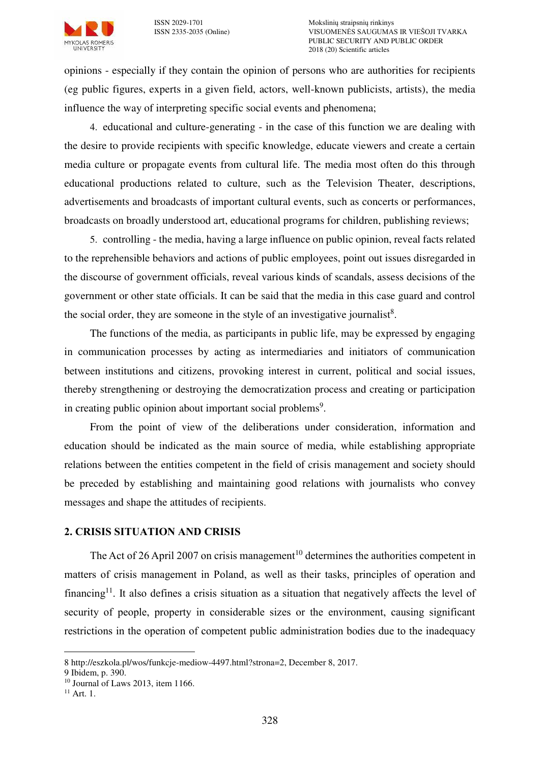opinions - especially if they contain the opinion of persons who are authorities for recipients (eg public figures, experts in a given field, actors, well-known publicists, artists), the media influence the way of interpreting specific social events and phenomena;

4. educational and culture-generating - in the case of this function we are dealing with the desire to provide recipients with specific knowledge, educate viewers and create a certain media culture or propagate events from cultural life. The media most often do this through educational productions related to culture, such as the Television Theater, descriptions, advertisements and broadcasts of important cultural events, such as concerts or performances, broadcasts on broadly understood art, educational programs for children, publishing reviews;

5. controlling - the media, having a large influence on public opinion, reveal facts related to the reprehensible behaviors and actions of public employees, point out issues disregarded in the discourse of government officials, reveal various kinds of scandals, assess decisions of the government or other state officials. It can be said that the media in this case guard and control the social order, they are someone in the style of an investigative journalist[8].

The functions of the media, as participants in public life, may be expressed by engaging in communication processes by acting as intermediaries and initiators of communication between institutions and citizens, provoking interest in current, political and social issues, thereby strengthening or destroying the democratization process and creating or participation in creating public opinion about important social problems[9].

From the point of view of the deliberations under consideration, information and education should be indicated as the main source of media, while establishing appropriate relations between the entities competent in the field of crisis management and society should be preceded by establishing and maintaining good relations with journalists who convey messages and shape the attitudes of recipients.

## 2. CRISIS SITUATION AND CRISIS

The Act of 26 April 2007 on crisis management[10] determines the authorities competent in matters of crisis management in Poland, as well as their tasks, principles of operation and financing[11]. It also defines a crisis situation as a situation that negatively affects the level of security of people, property in considerable sizes or the environment, causing significant restrictions in the operation of competent public administration bodies due to the inadequacy

---

8 http://eszkola.pl/wos/funkcje-mediow-4497.html?strona=2, December 8, 2017.

9 Ibidem, p. 390.

10 Journal of Laws 2013, item 1166.

11 Art. 1.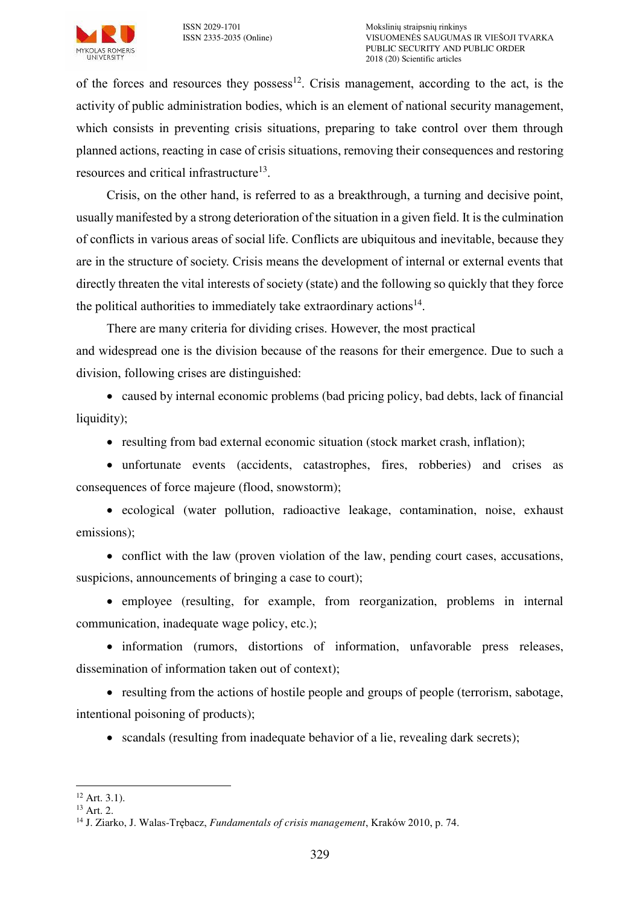of the forces and resources they possess[12]. Crisis management, according to the act, is the activity of public administration bodies, which is an element of national security management, which consists in preventing crisis situations, preparing to take control over them through planned actions, reacting in case of crisis situations, removing their consequences and restoring resources and critical infrastructure[13].

Crisis, on the other hand, is referred to as a breakthrough, a turning and decisive point, usually manifested by a strong deterioration of the situation in a given field. It is the culmination of conflicts in various areas of social life. Conflicts are ubiquitous and inevitable, because they are in the structure of society. Crisis means the development of internal or external events that directly threaten the vital interests of society (state) and the following so quickly that they force the political authorities to immediately take extraordinary actions[14].

There are many criteria for dividing crises. However, the most practical and widespread one is the division because of the reasons for their emergence. Due to such a division, following crises are distinguished:

- caused by internal economic problems (bad pricing policy, bad debts, lack of financial liquidity);
- resulting from bad external economic situation (stock market crash, inflation);
- unfortunate events (accidents, catastrophes, fires, robberies) and crises as consequences of force majeure (flood, snowstorm);
- ecological (water pollution, radioactive leakage, contamination, noise, exhaust emissions);
- conflict with the law (proven violation of the law, pending court cases, accusations, suspicions, announcements of bringing a case to court);
- employee (resulting, for example, from reorganization, problems in internal communication, inadequate wage policy, etc.);
- information (rumors, distortions of information, unfavorable press releases, dissemination of information taken out of context);
- resulting from the actions of hostile people and groups of people (terrorism, sabotage, intentional poisoning of products);
- scandals (resulting from inadequate behavior of a lie, revealing dark secrets);

---

[12] Art. 3.1).
[13] Art. 2.
[14] J. Ziarko, J. Walas-Trębacz, *Fundamentals of crisis management*, Kraków 2010, p. 74.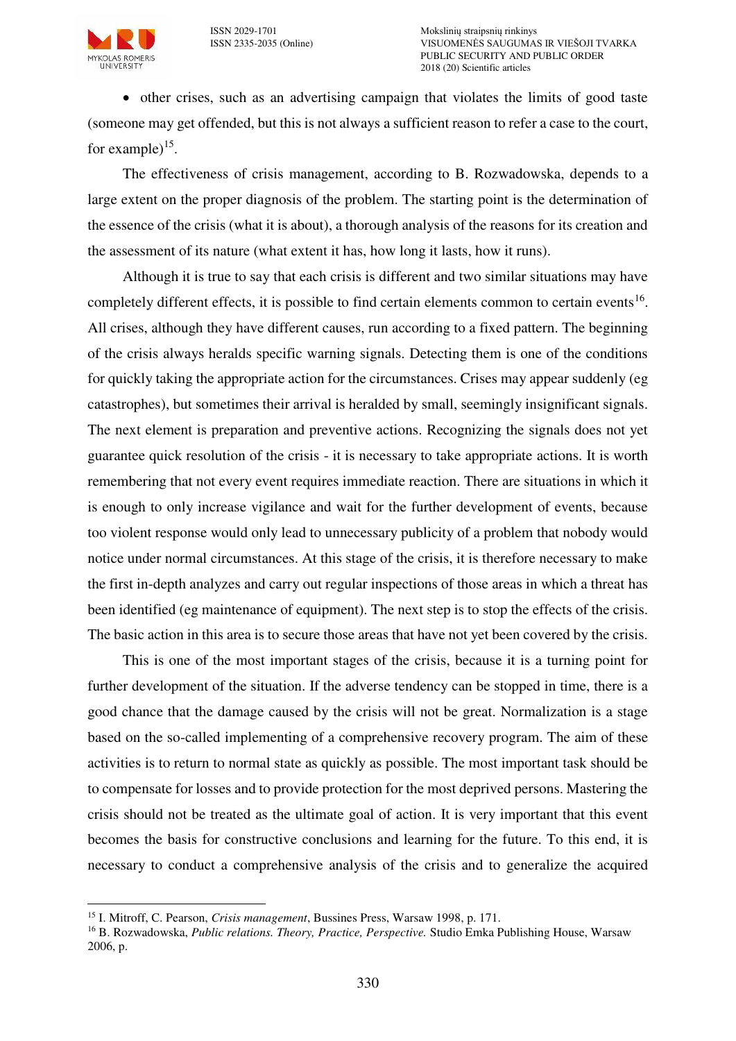- other crises, such as an advertising campaign that violates the limits of good taste (someone may get offended, but this is not always a sufficient reason to refer a case to the court, for example)[15].

The effectiveness of crisis management, according to B. Rozwadowska, depends to a large extent on the proper diagnosis of the problem. The starting point is the determination of the essence of the crisis (what it is about), a thorough analysis of the reasons for its creation and the assessment of its nature (what extent it has, how long it lasts, how it runs).

Although it is true to say that each crisis is different and two similar situations may have completely different effects, it is possible to find certain elements common to certain events[16]. All crises, although they have different causes, run according to a fixed pattern. The beginning of the crisis always heralds specific warning signals. Detecting them is one of the conditions for quickly taking the appropriate action for the circumstances. Crises may appear suddenly (eg catastrophes), but sometimes their arrival is heralded by small, seemingly insignificant signals. The next element is preparation and preventive actions. Recognizing the signals does not yet guarantee quick resolution of the crisis - it is necessary to take appropriate actions. It is worth remembering that not every event requires immediate reaction. There are situations in which it is enough to only increase vigilance and wait for the further development of events, because too violent response would only lead to unnecessary publicity of a problem that nobody would notice under normal circumstances. At this stage of the crisis, it is therefore necessary to make the first in-depth analyzes and carry out regular inspections of those areas in which a threat has been identified (eg maintenance of equipment). The next step is to stop the effects of the crisis. The basic action in this area is to secure those areas that have not yet been covered by the crisis.

This is one of the most important stages of the crisis, because it is a turning point for further development of the situation. If the adverse tendency can be stopped in time, there is a good chance that the damage caused by the crisis will not be great. Normalization is a stage based on the so-called implementing of a comprehensive recovery program. The aim of these activities is to return to normal state as quickly as possible. The most important task should be to compensate for losses and to provide protection for the most deprived persons. Mastering the crisis should not be treated as the ultimate goal of action. It is very important that this event becomes the basis for constructive conclusions and learning for the future. To this end, it is necessary to conduct a comprehensive analysis of the crisis and to generalize the acquired

---

[15] I. Mitroff, C. Pearson, *Crisis management*, Bussines Press, Warsaw 1998, p. 171.

[16] B. Rozwadowska, *Public relations. Theory, Practice, Perspective.* Studio Emka Publishing House, Warsaw 2006, p.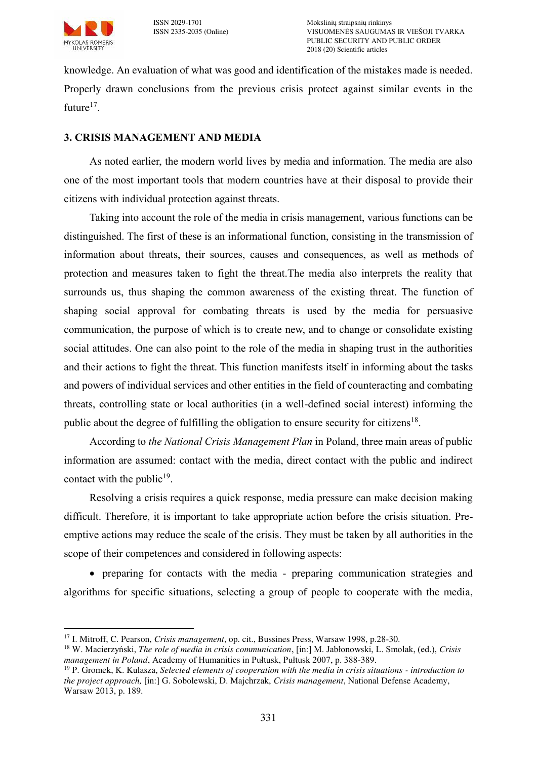knowledge. An evaluation of what was good and identification of the mistakes made is needed. Properly drawn conclusions from the previous crisis protect against similar events in the future[17].

## 3. CRISIS MANAGEMENT AND MEDIA

As noted earlier, the modern world lives by media and information. The media are also one of the most important tools that modern countries have at their disposal to provide their citizens with individual protection against threats.

Taking into account the role of the media in crisis management, various functions can be distinguished. The first of these is an informational function, consisting in the transmission of information about threats, their sources, causes and consequences, as well as methods of protection and measures taken to fight the threat.The media also interprets the reality that surrounds us, thus shaping the common awareness of the existing threat. The function of shaping social approval for combating threats is used by the media for persuasive communication, the purpose of which is to create new, and to change or consolidate existing social attitudes. One can also point to the role of the media in shaping trust in the authorities and their actions to fight the threat. This function manifests itself in informing about the tasks and powers of individual services and other entities in the field of counteracting and combating threats, controlling state or local authorities (in a well-defined social interest) informing the public about the degree of fulfilling the obligation to ensure security for citizens[18].

According to *the National Crisis Management Plan* in Poland, three main areas of public information are assumed: contact with the media, direct contact with the public and indirect contact with the public[19].

Resolving a crisis requires a quick response, media pressure can make decision making difficult. Therefore, it is important to take appropriate action before the crisis situation. Pre-emptive actions may reduce the scale of the crisis. They must be taken by all authorities in the scope of their competences and considered in following aspects:

- preparing for contacts with the media - preparing communication strategies and algorithms for specific situations, selecting a group of people to cooperate with the media,

---

[17] I. Mitroff, C. Pearson, *Crisis management*, op. cit., Bussines Press, Warsaw 1998, p.28-30.

[18] W. Macierzyński, *The role of media in crisis communication*, [in:] M. Jabłonowski, L. Smolak, (ed.), *Crisis management in Poland*, Academy of Humanities in Pułtusk, Pułtusk 2007, p. 388-389.

[19] P. Gromek, K. Kulasza, *Selected elements of cooperation with the media in crisis situations - introduction to the project approach,* [in:] G. Sobolewski, D. Majchrzak, *Crisis management*, National Defense Academy, Warsaw 2013, p. 189.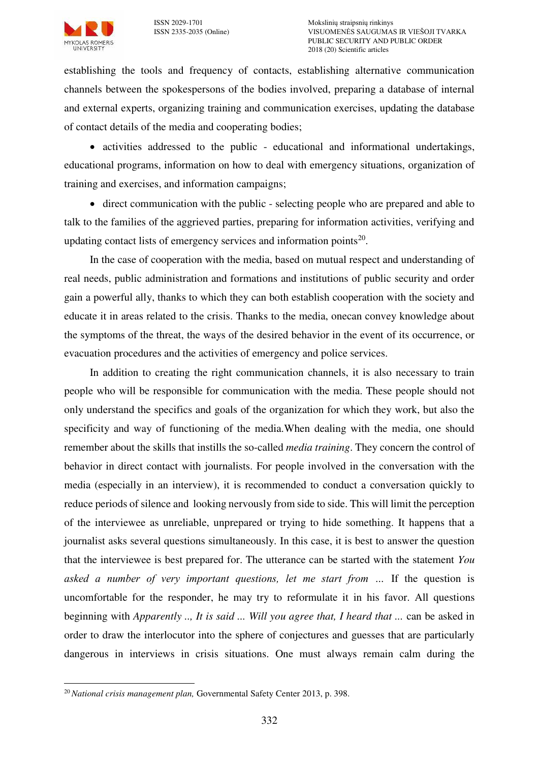establishing the tools and frequency of contacts, establishing alternative communication channels between the spokespersons of the bodies involved, preparing a database of internal and external experts, organizing training and communication exercises, updating the database of contact details of the media and cooperating bodies;

- activities addressed to the public - educational and informational undertakings, educational programs, information on how to deal with emergency situations, organization of training and exercises, and information campaigns;
- direct communication with the public - selecting people who are prepared and able to talk to the families of the aggrieved parties, preparing for information activities, verifying and updating contact lists of emergency services and information points[20].

In the case of cooperation with the media, based on mutual respect and understanding of real needs, public administration and formations and institutions of public security and order gain a powerful ally, thanks to which they can both establish cooperation with the society and educate it in areas related to the crisis. Thanks to the media, onecan convey knowledge about the symptoms of the threat, the ways of the desired behavior in the event of its occurrence, or evacuation procedures and the activities of emergency and police services.

In addition to creating the right communication channels, it is also necessary to train people who will be responsible for communication with the media. These people should not only understand the specifics and goals of the organization for which they work, but also the specificity and way of functioning of the media.When dealing with the media, one should remember about the skills that instills the so-called *media training*. They concern the control of behavior in direct contact with journalists. For people involved in the conversation with the media (especially in an interview), it is recommended to conduct a conversation quickly to reduce periods of silence and looking nervously from side to side. This will limit the perception of the interviewee as unreliable, unprepared or trying to hide something. It happens that a journalist asks several questions simultaneously. In this case, it is best to answer the question that the interviewee is best prepared for. The utterance can be started with the statement *You asked a number of very important questions, let me start from ...* If the question is uncomfortable for the responder, he may try to reformulate it in his favor. All questions beginning with *Apparently .., It is said ... Will you agree that, I heard that ...* can be asked in order to draw the interlocutor into the sphere of conjectures and guesses that are particularly dangerous in interviews in crisis situations. One must always remain calm during the

[20] *National crisis management plan,* Governmental Safety Center 2013, p. 398.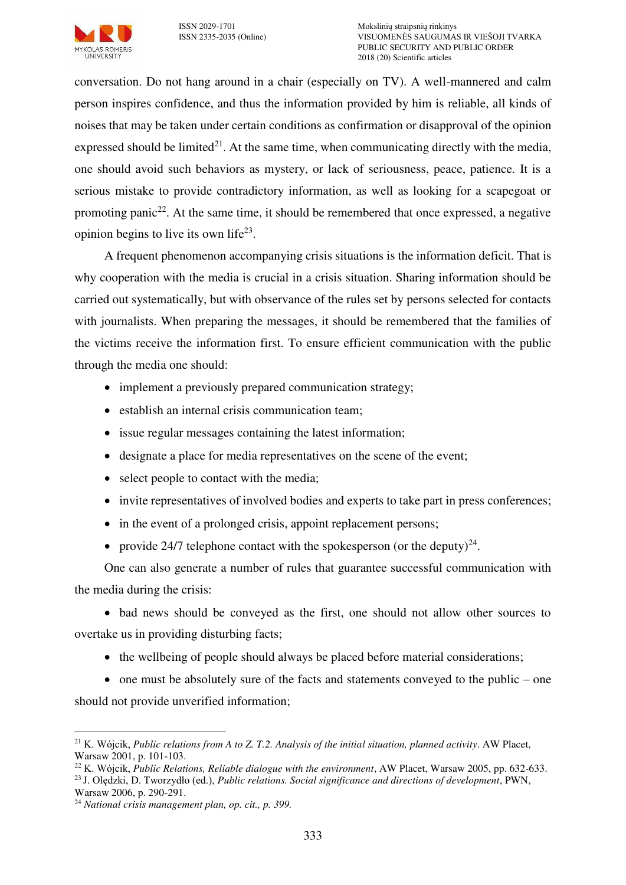conversation. Do not hang around in a chair (especially on TV). A well-mannered and calm person inspires confidence, and thus the information provided by him is reliable, all kinds of noises that may be taken under certain conditions as confirmation or disapproval of the opinion expressed should be limited[21]. At the same time, when communicating directly with the media, one should avoid such behaviors as mystery, or lack of seriousness, peace, patience. It is a serious mistake to provide contradictory information, as well as looking for a scapegoat or promoting panic[22]. At the same time, it should be remembered that once expressed, a negative opinion begins to live its own life[23].

A frequent phenomenon accompanying crisis situations is the information deficit. That is why cooperation with the media is crucial in a crisis situation. Sharing information should be carried out systematically, but with observance of the rules set by persons selected for contacts with journalists. When preparing the messages, it should be remembered that the families of the victims receive the information first. To ensure efficient communication with the public through the media one should:

- implement a previously prepared communication strategy;
- establish an internal crisis communication team;
- issue regular messages containing the latest information;
- designate a place for media representatives on the scene of the event;
- select people to contact with the media;
- invite representatives of involved bodies and experts to take part in press conferences;
- in the event of a prolonged crisis, appoint replacement persons;
- provide 24/7 telephone contact with the spokesperson (or the deputy)[24].

One can also generate a number of rules that guarantee successful communication with the media during the crisis:

- bad news should be conveyed as the first, one should not allow other sources to overtake us in providing disturbing facts;
- the wellbeing of people should always be placed before material considerations;
- one must be absolutely sure of the facts and statements conveyed to the public – one should not provide unverified information;

---

[21] K. Wójcik, *Public relations from A to Z. T.2. Analysis of the initial situation, planned activity*. AW Placet, Warsaw 2001, p. 101-103.

[22] K. Wójcik, *Public Relations, Reliable dialogue with the environment*, AW Placet, Warsaw 2005, pp. 632-633.

[23] J. Olędzki, D. Tworzydło (ed.), *Public relations. Social significance and directions of development*, PWN, Warsaw 2006, p. 290-291.

[24] *National crisis management plan, op. cit., p. 399.*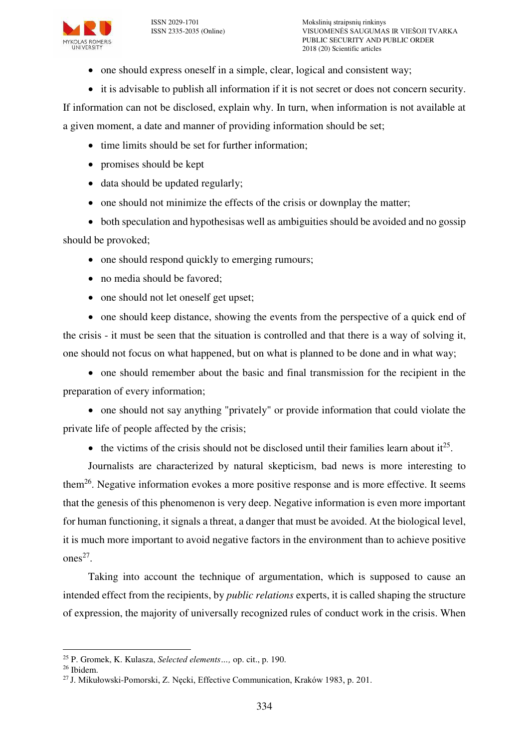- one should express oneself in a simple, clear, logical and consistent way;
- it is advisable to publish all information if it is not secret or does not concern security. If information can not be disclosed, explain why. In turn, when information is not available at a given moment, a date and manner of providing information should be set;
- time limits should be set for further information;
- promises should be kept
- data should be updated regularly;
- one should not minimize the effects of the crisis or downplay the matter;
- both speculation and hypothesisas well as ambiguities should be avoided and no gossip should be provoked;
- one should respond quickly to emerging rumours;
- no media should be favored;
- one should not let oneself get upset;
- one should keep distance, showing the events from the perspective of a quick end of the crisis - it must be seen that the situation is controlled and that there is a way of solving it, one should not focus on what happened, but on what is planned to be done and in what way;
- one should remember about the basic and final transmission for the recipient in the preparation of every information;
- one should not say anything "privately" or provide information that could violate the private life of people affected by the crisis;
- the victims of the crisis should not be disclosed until their families learn about it[25].

Journalists are characterized by natural skepticism, bad news is more interesting to them[26]. Negative information evokes a more positive response and is more effective. It seems that the genesis of this phenomenon is very deep. Negative information is even more important for human functioning, it signals a threat, a danger that must be avoided. At the biological level, it is much more important to avoid negative factors in the environment than to achieve positive ones[27].

Taking into account the technique of argumentation, which is supposed to cause an intended effect from the recipients, by *public relations* experts, it is called shaping the structure of expression, the majority of universally recognized rules of conduct work in the crisis. When

---

[25] P. Gromek, K. Kulasza, *Selected elements…,* op. cit., p. 190.

[26] Ibidem.

[27] J. Mikułowski-Pomorski, Z. Nęcki, Effective Communication, Kraków 1983, p. 201.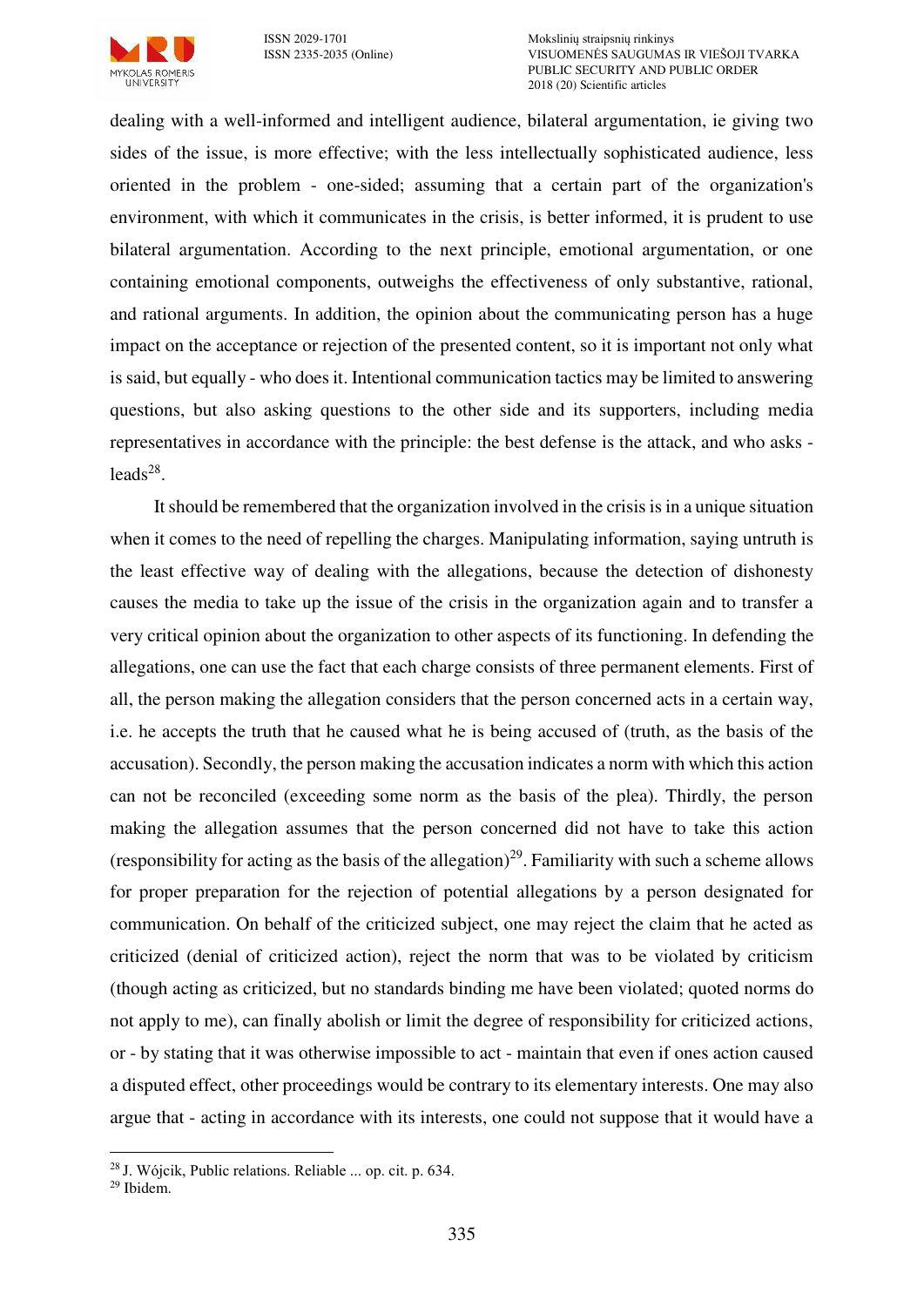dealing with a well-informed and intelligent audience, bilateral argumentation, ie giving two sides of the issue, is more effective; with the less intellectually sophisticated audience, less oriented in the problem - one-sided; assuming that a certain part of the organization's environment, with which it communicates in the crisis, is better informed, it is prudent to use bilateral argumentation. According to the next principle, emotional argumentation, or one containing emotional components, outweighs the effectiveness of only substantive, rational, and rational arguments. In addition, the opinion about the communicating person has a huge impact on the acceptance or rejection of the presented content, so it is important not only what is said, but equally - who does it. Intentional communication tactics may be limited to answering questions, but also asking questions to the other side and its supporters, including media representatives in accordance with the principle: the best defense is the attack, and who asks - leads[28].

It should be remembered that the organization involved in the crisis is in a unique situation when it comes to the need of repelling the charges. Manipulating information, saying untruth is the least effective way of dealing with the allegations, because the detection of dishonesty causes the media to take up the issue of the crisis in the organization again and to transfer a very critical opinion about the organization to other aspects of its functioning. In defending the allegations, one can use the fact that each charge consists of three permanent elements. First of all, the person making the allegation considers that the person concerned acts in a certain way, i.e. he accepts the truth that he caused what he is being accused of (truth, as the basis of the accusation). Secondly, the person making the accusation indicates a norm with which this action can not be reconciled (exceeding some norm as the basis of the plea). Thirdly, the person making the allegation assumes that the person concerned did not have to take this action (responsibility for acting as the basis of the allegation)[29]. Familiarity with such a scheme allows for proper preparation for the rejection of potential allegations by a person designated for communication. On behalf of the criticized subject, one may reject the claim that he acted as criticized (denial of criticized action), reject the norm that was to be violated by criticism (though acting as criticized, but no standards binding me have been violated; quoted norms do not apply to me), can finally abolish or limit the degree of responsibility for criticized actions, or - by stating that it was otherwise impossible to act - maintain that even if ones action caused a disputed effect, other proceedings would be contrary to its elementary interests. One may also argue that - acting in accordance with its interests, one could not suppose that it would have a

---

[28] J. Wójcik, Public relations. Reliable ... op. cit. p. 634.

[29] Ibidem.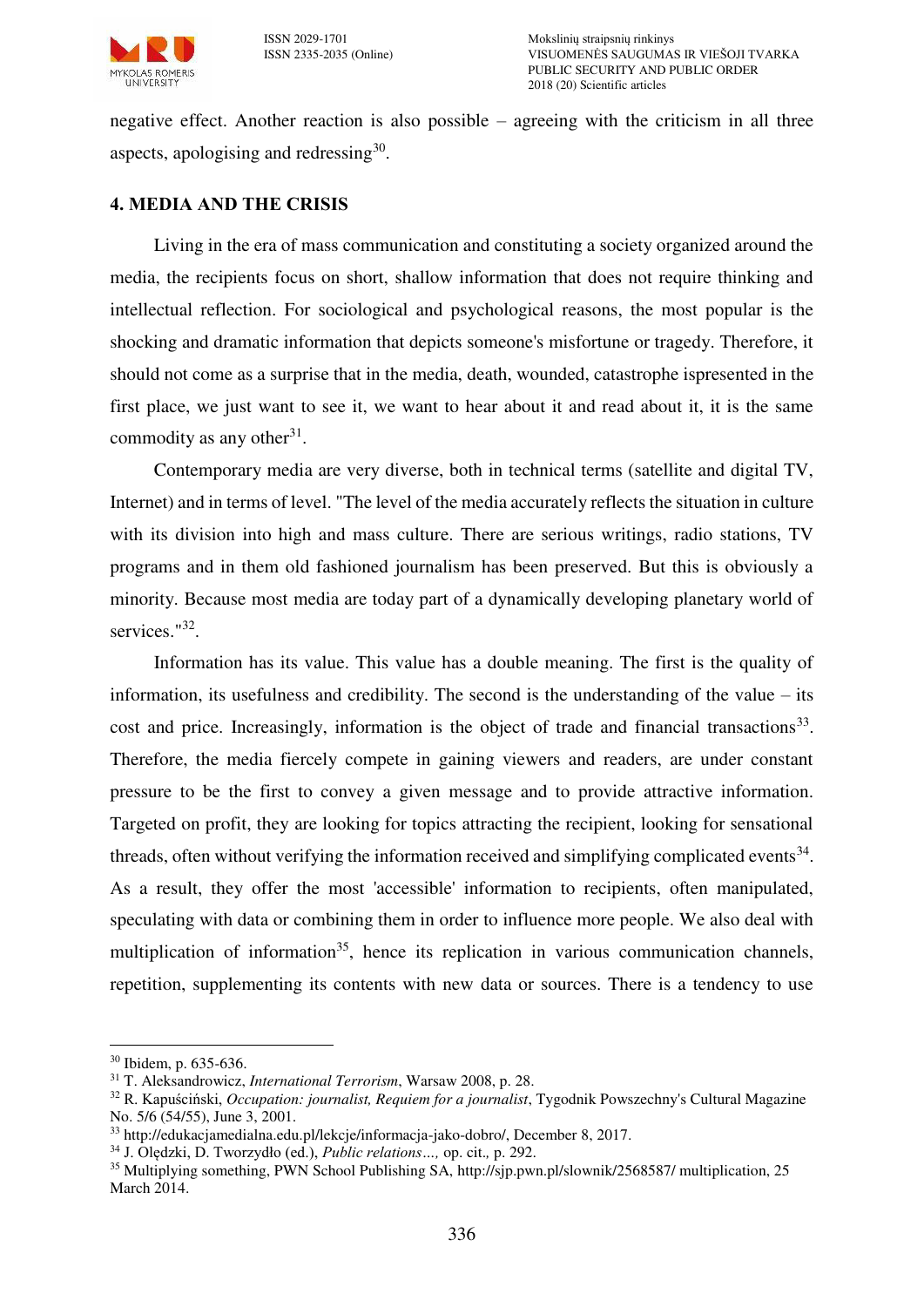negative effect. Another reaction is also possible – agreeing with the criticism in all three aspects, apologising and redressing[30].

## 4. MEDIA AND THE CRISIS

Living in the era of mass communication and constituting a society organized around the media, the recipients focus on short, shallow information that does not require thinking and intellectual reflection. For sociological and psychological reasons, the most popular is the shocking and dramatic information that depicts someone's misfortune or tragedy. Therefore, it should not come as a surprise that in the media, death, wounded, catastrophe ispresented in the first place, we just want to see it, we want to hear about it and read about it, it is the same commodity as any other[31].

Contemporary media are very diverse, both in technical terms (satellite and digital TV, Internet) and in terms of level. "The level of the media accurately reflects the situation in culture with its division into high and mass culture. There are serious writings, radio stations, TV programs and in them old fashioned journalism has been preserved. But this is obviously a minority. Because most media are today part of a dynamically developing planetary world of services."[32].

Information has its value. This value has a double meaning. The first is the quality of information, its usefulness and credibility. The second is the understanding of the value – its cost and price. Increasingly, information is the object of trade and financial transactions[33]. Therefore, the media fiercely compete in gaining viewers and readers, are under constant pressure to be the first to convey a given message and to provide attractive information. Targeted on profit, they are looking for topics attracting the recipient, looking for sensational threads, often without verifying the information received and simplifying complicated events[34]. As a result, they offer the most 'accessible' information to recipients, often manipulated, speculating with data or combining them in order to influence more people. We also deal with multiplication of information[35], hence its replication in various communication channels, repetition, supplementing its contents with new data or sources. There is a tendency to use

---

[30] Ibidem, p. 635-636.

[31] T. Aleksandrowicz, *International Terrorism*, Warsaw 2008, p. 28.

[32] R. Kapuściński, *Occupation: journalist, Requiem for a journalist*, Tygodnik Powszechny's Cultural Magazine No. 5/6 (54/55), June 3, 2001.

[33] http://edukacjamedialna.edu.pl/lekcje/informacja-jako-dobro/, December 8, 2017.

[34] J. Olędzki, D. Tworzydło (ed.), *Public relations…,* op. cit., p. 292.

[35] Multiplying something, PWN School Publishing SA, http://sjp.pwn.pl/slownik/2568587/ multiplication, 25 March 2014.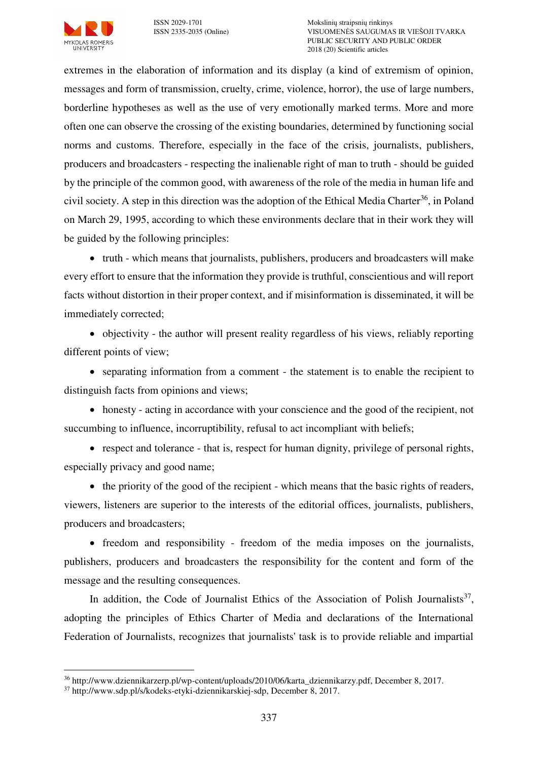extremes in the elaboration of information and its display (a kind of extremism of opinion, messages and form of transmission, cruelty, crime, violence, horror), the use of large numbers, borderline hypotheses as well as the use of very emotionally marked terms. More and more often one can observe the crossing of the existing boundaries, determined by functioning social norms and customs. Therefore, especially in the face of the crisis, journalists, publishers, producers and broadcasters - respecting the inalienable right of man to truth - should be guided by the principle of the common good, with awareness of the role of the media in human life and civil society. A step in this direction was the adoption of the Ethical Media Charter[36], in Poland on March 29, 1995, according to which these environments declare that in their work they will be guided by the following principles:

- truth - which means that journalists, publishers, producers and broadcasters will make every effort to ensure that the information they provide is truthful, conscientious and will report facts without distortion in their proper context, and if misinformation is disseminated, it will be immediately corrected;
- objectivity - the author will present reality regardless of his views, reliably reporting different points of view;
- separating information from a comment - the statement is to enable the recipient to distinguish facts from opinions and views;
- honesty - acting in accordance with your conscience and the good of the recipient, not succumbing to influence, incorruptibility, refusal to act incompliant with beliefs;
- respect and tolerance - that is, respect for human dignity, privilege of personal rights, especially privacy and good name;
- the priority of the good of the recipient - which means that the basic rights of readers, viewers, listeners are superior to the interests of the editorial offices, journalists, publishers, producers and broadcasters;
- freedom and responsibility - freedom of the media imposes on the journalists, publishers, producers and broadcasters the responsibility for the content and form of the message and the resulting consequences.

In addition, the Code of Journalist Ethics of the Association of Polish Journalists[37], adopting the principles of Ethics Charter of Media and declarations of the International Federation of Journalists, recognizes that journalists' task is to provide reliable and impartial

[36] http://www.dziennikarzerp.pl/wp-content/uploads/2010/06/karta_dziennikarzy.pdf, December 8, 2017.

[37] http://www.sdp.pl/s/kodeks-etyki-dziennikarskiej-sdp, December 8, 2017.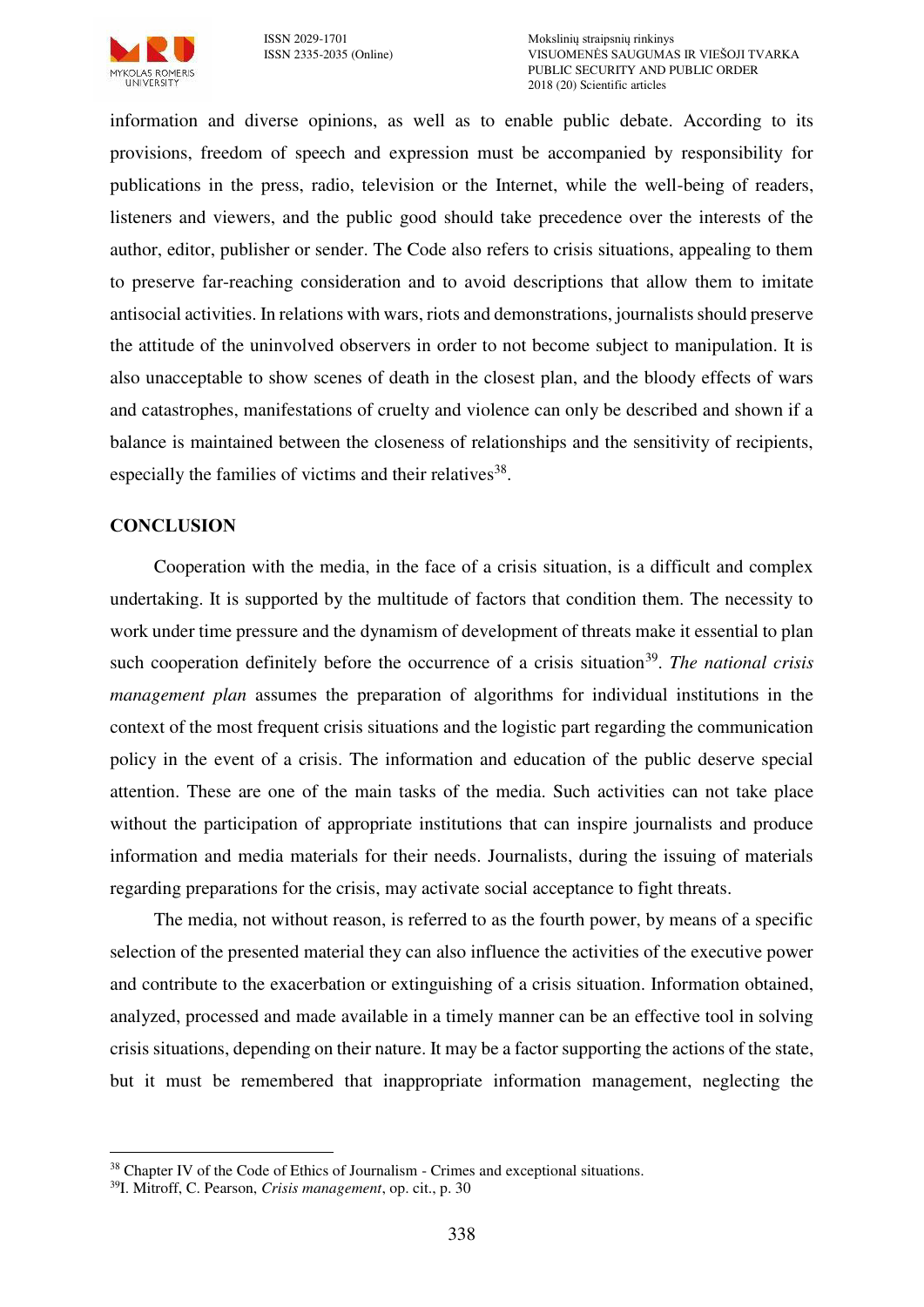information and diverse opinions, as well as to enable public debate. According to its provisions, freedom of speech and expression must be accompanied by responsibility for publications in the press, radio, television or the Internet, while the well-being of readers, listeners and viewers, and the public good should take precedence over the interests of the author, editor, publisher or sender. The Code also refers to crisis situations, appealing to them to preserve far-reaching consideration and to avoid descriptions that allow them to imitate antisocial activities. In relations with wars, riots and demonstrations, journalists should preserve the attitude of the uninvolved observers in order to not become subject to manipulation. It is also unacceptable to show scenes of death in the closest plan, and the bloody effects of wars and catastrophes, manifestations of cruelty and violence can only be described and shown if a balance is maintained between the closeness of relationships and the sensitivity of recipients, especially the families of victims and their relatives[38].

## CONCLUSION

Cooperation with the media, in the face of a crisis situation, is a difficult and complex undertaking. It is supported by the multitude of factors that condition them. The necessity to work under time pressure and the dynamism of development of threats make it essential to plan such cooperation definitely before the occurrence of a crisis situation[39]. *The national crisis management plan* assumes the preparation of algorithms for individual institutions in the context of the most frequent crisis situations and the logistic part regarding the communication policy in the event of a crisis. The information and education of the public deserve special attention. These are one of the main tasks of the media. Such activities can not take place without the participation of appropriate institutions that can inspire journalists and produce information and media materials for their needs. Journalists, during the issuing of materials regarding preparations for the crisis, may activate social acceptance to fight threats.

The media, not without reason, is referred to as the fourth power, by means of a specific selection of the presented material they can also influence the activities of the executive power and contribute to the exacerbation or extinguishing of a crisis situation. Information obtained, analyzed, processed and made available in a timely manner can be an effective tool in solving crisis situations, depending on their nature. It may be a factor supporting the actions of the state, but it must be remembered that inappropriate information management, neglecting the

---

[38] Chapter IV of the Code of Ethics of Journalism - Crimes and exceptional situations.

[39] I. Mitroff, C. Pearson, *Crisis management*, op. cit., p. 30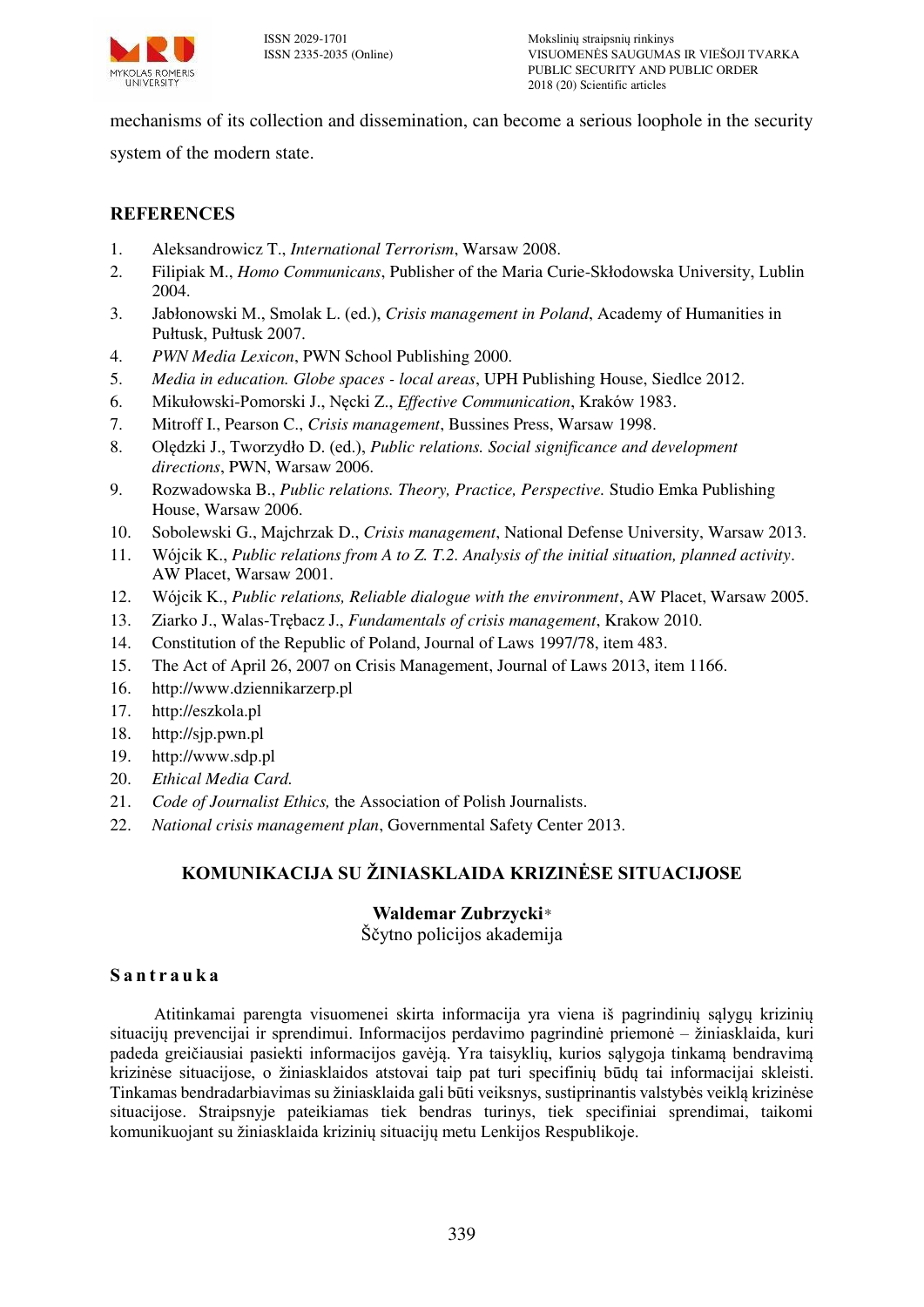mechanisms of its collection and dissemination, can become a serious loophole in the security system of the modern state.

## REFERENCES

1. Aleksandrowicz T., *International Terrorism*, Warsaw 2008.
2. Filipiak M., *Homo Communicans*, Publisher of the Maria Curie-Skłodowska University, Lublin 2004.
3. Jabłonowski M., Smolak L. (ed.), *Crisis management in Poland*, Academy of Humanities in Pułtusk, Pułtusk 2007.
4. *PWN Media Lexicon*, PWN School Publishing 2000.
5. *Media in education. Globe spaces - local areas*, UPH Publishing House, Siedlce 2012.
6. Mikułowski-Pomorski J., Nęcki Z., *Effective Communication*, Kraków 1983.
7. Mitroff I., Pearson C., *Crisis management*, Bussines Press, Warsaw 1998.
8. Olędzki J., Tworzydło D. (ed.), *Public relations. Social significance and development directions*, PWN, Warsaw 2006.
9. Rozwadowska B., *Public relations. Theory, Practice, Perspective.* Studio Emka Publishing House, Warsaw 2006.
10. Sobolewski G., Majchrzak D., *Crisis management*, National Defense University, Warsaw 2013.
11. Wójcik K., *Public relations from A to Z. T.2. Analysis of the initial situation, planned activity*. AW Placet, Warsaw 2001.
12. Wójcik K., *Public relations, Reliable dialogue with the environment*, AW Placet, Warsaw 2005.
13. Ziarko J., Walas-Trębacz J., *Fundamentals of crisis management*, Krakow 2010.
14. Constitution of the Republic of Poland, Journal of Laws 1997/78, item 483.
15. The Act of April 26, 2007 on Crisis Management, Journal of Laws 2013, item 1166.
16. http://www.dziennikarzerp.pl
17. http://eszkola.pl
18. http://sjp.pwn.pl
19. http://www.sdp.pl
20. *Ethical Media Card.*
21. *Code of Journalist Ethics,* the Association of Polish Journalists.
22. *National crisis management plan*, Governmental Safety Center 2013.

## KOMUNIKACIJA SU ŽINIASKLAIDA KRIZINĖSE SITUACIJOSE

**Waldemar Zubrzycki***
Ščytno policijos akademija

### Santrauka

Atitinkamai parengta visuomenei skirta informacija yra viena iš pagrindinių sąlygų krizinių situacijų prevencijai ir sprendimui. Informacijos perdavimo pagrindinė priemonė – žiniasklaida, kuri padeda greičiausiai pasiekti informacijos gavėją. Yra taisyklių, kurios sąlygoja tinkamą bendravimą krizinėse situacijose, o žiniasklaidos atstovai taip pat turi specifinių būdų tai informacijai skleisti. Tinkamas bendradarbiavimas su žiniasklaida gali būti veiksnys, sustiprinantis valstybės veiklą krizinėse situacijose. Straipsnyje pateikiamas tiek bendras turinys, tiek specifiniai sprendimai, taikomi komunikuojant su žiniasklaida krizinių situacijų metu Lenkijos Respublikoje.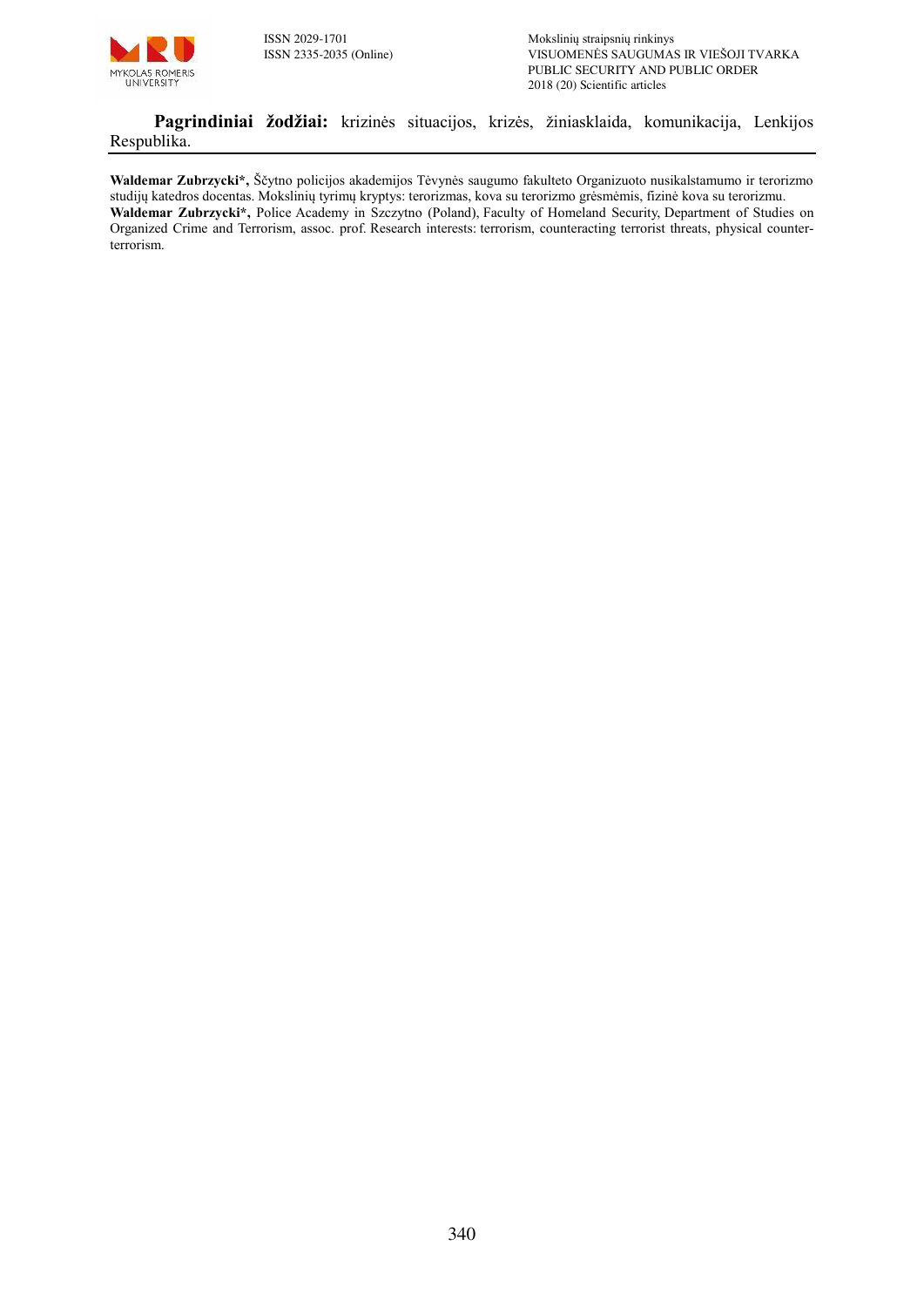**Pagrindiniai žodžiai:** krizinės situacijos, krizės, žiniasklaida, komunikacija, Lenkijos Respublika.

---

**Waldemar Zubrzycki*,** Ščytno policijos akademijos Tėvynės saugumo fakulteto Organizuoto nusikalstamumo ir terorizmo studijų katedros docentas. Mokslinių tyrimų kryptys: terorizmas, kova su terorizmo grėsmėmis, fizinė kova su terorizmu.

**Waldemar Zubrzycki*,** Police Academy in Szczytno (Poland), Faculty of Homeland Security, Department of Studies on Organized Crime and Terrorism, assoc. prof. Research interests: terrorism, counteracting terrorist threats, physical counter-terrorism.